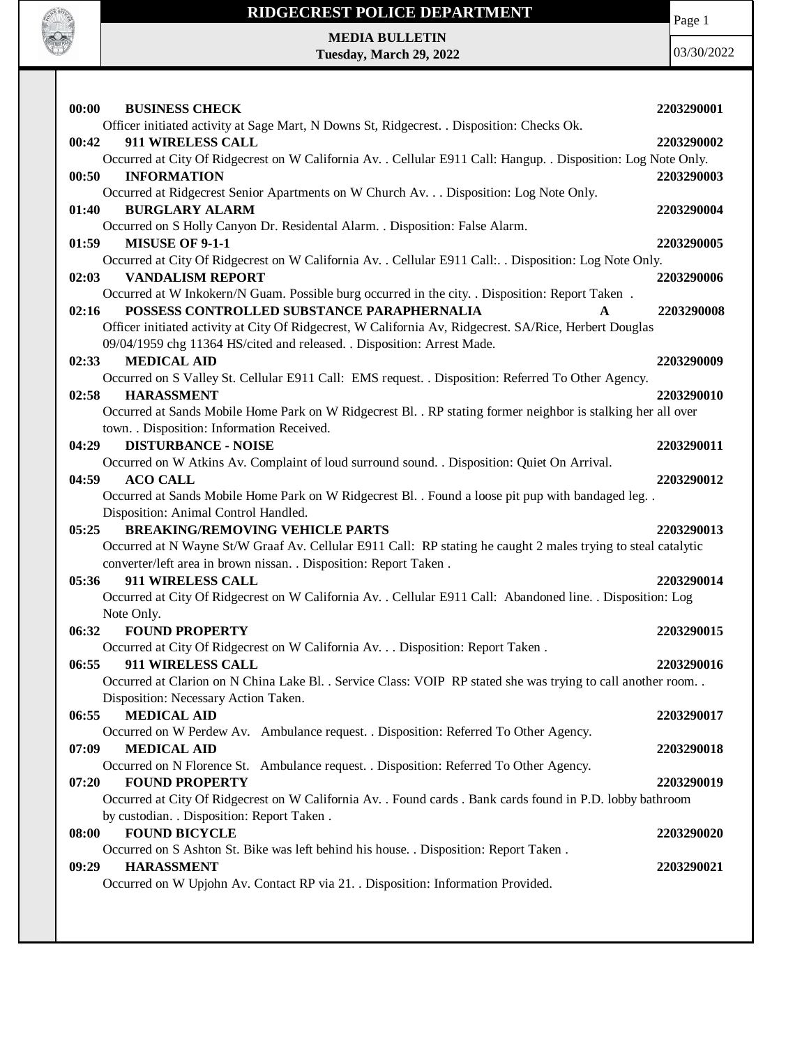# RIDGECREST POLICE DEPARTMENT

**MEDIA BULLETIN**
**Tuesday, March 29, 2022**

03/30/2022

**00:00 BUSINESS CHECK** **2203290001**
Officer initiated activity at Sage Mart, N Downs St, Ridgecrest. . Disposition: Checks Ok.

**00:42 911 WIRELESS CALL** **2203290002**
Occurred at City Of Ridgecrest on W California Av. . Cellular E911 Call: Hangup. . Disposition: Log Note Only.

**00:50 INFORMATION** **2203290003**
Occurred at Ridgecrest Senior Apartments on W Church Av. . . Disposition: Log Note Only.

**01:40 BURGLARY ALARM** **2203290004**
Occurred on S Holly Canyon Dr. Residental Alarm. . Disposition: False Alarm.

**01:59 MISUSE OF 9-1-1** **2203290005**
Occurred at City Of Ridgecrest on W California Av. . Cellular E911 Call:. . Disposition: Log Note Only.

**02:03 VANDALISM REPORT** **2203290006**
Occurred at W Inkokern/N Guam. Possible burg occurred in the city. . Disposition: Report Taken .

**02:16 POSSESS CONTROLLED SUBSTANCE PARAPHERNALIA A** **2203290008**
Officer initiated activity at City Of Ridgecrest, W California Av, Ridgecrest. SA/Rice, Herbert Douglas 09/04/1959 chg 11364 HS/cited and released. . Disposition: Arrest Made.

**02:33 MEDICAL AID** **2203290009**
Occurred on S Valley St. Cellular E911 Call: EMS request. . Disposition: Referred To Other Agency.

**02:58 HARASSMENT** **2203290010**
Occurred at Sands Mobile Home Park on W Ridgecrest Bl. . RP stating former neighbor is stalking her all over town. . Disposition: Information Received.

**04:29 DISTURBANCE - NOISE** **2203290011**
Occurred on W Atkins Av. Complaint of loud surround sound. . Disposition: Quiet On Arrival.

**04:59 ACO CALL** **2203290012**
Occurred at Sands Mobile Home Park on W Ridgecrest Bl. . Found a loose pit pup with bandaged leg. . Disposition: Animal Control Handled.

**05:25 BREAKING/REMOVING VEHICLE PARTS** **2203290013**
Occurred at N Wayne St/W Graaf Av. Cellular E911 Call: RP stating he caught 2 males trying to steal catalytic converter/left area in brown nissan. . Disposition: Report Taken .

**05:36 911 WIRELESS CALL** **2203290014**
Occurred at City Of Ridgecrest on W California Av. . Cellular E911 Call: Abandoned line. . Disposition: Log Note Only.

**06:32 FOUND PROPERTY** **2203290015**
Occurred at City Of Ridgecrest on W California Av. . . Disposition: Report Taken .

**06:55 911 WIRELESS CALL** **2203290016**
Occurred at Clarion on N China Lake Bl. . Service Class: VOIP RP stated she was trying to call another room. . Disposition: Necessary Action Taken.

**06:55 MEDICAL AID** **2203290017**
Occurred on W Perdew Av. Ambulance request. . Disposition: Referred To Other Agency.

**07:09 MEDICAL AID** **2203290018**
Occurred on N Florence St. Ambulance request. . Disposition: Referred To Other Agency.

**07:20 FOUND PROPERTY** **2203290019**
Occurred at City Of Ridgecrest on W California Av. . Found cards . Bank cards found in P.D. lobby bathroom by custodian. . Disposition: Report Taken .

**08:00 FOUND BICYCLE** **2203290020**
Occurred on S Ashton St. Bike was left behind his house. . Disposition: Report Taken .

**09:29 HARASSMENT** **2203290021**
Occurred on W Upjohn Av. Contact RP via 21. . Disposition: Information Provided.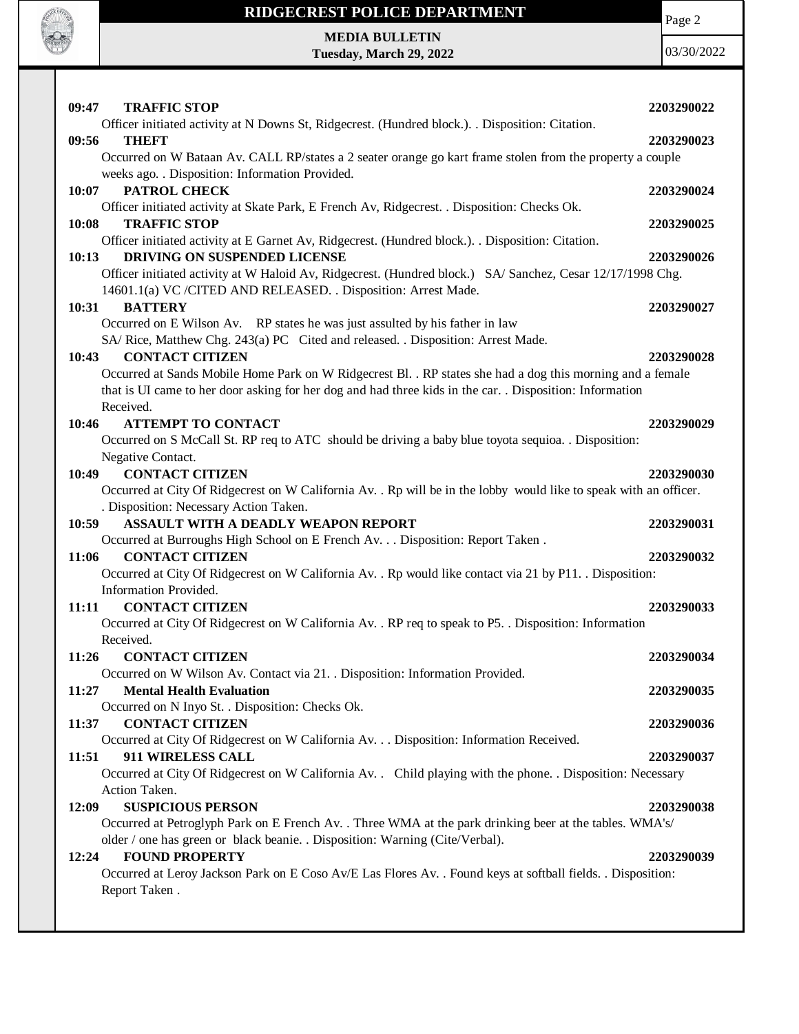**09:47 TRAFFIC STOP** **2203290022**

Officer initiated activity at N Downs St, Ridgecrest. (Hundred block.). . Disposition: Citation.

**09:56 THEFT** **2203290023**

Occurred on W Bataan Av. CALL RP/states a 2 seater orange go kart frame stolen from the property a couple weeks ago. . Disposition: Information Provided.

**10:07 PATROL CHECK** **2203290024**

Officer initiated activity at Skate Park, E French Av, Ridgecrest. . Disposition: Checks Ok.

**10:08 TRAFFIC STOP** **2203290025**

Officer initiated activity at E Garnet Av, Ridgecrest. (Hundred block.). . Disposition: Citation.

**10:13 DRIVING ON SUSPENDED LICENSE** **2203290026**

Officer initiated activity at W Haloid Av, Ridgecrest. (Hundred block.) SA/ Sanchez, Cesar 12/17/1998 Chg. 14601.1(a) VC /CITED AND RELEASED. . Disposition: Arrest Made.

**10:31 BATTERY** **2203290027**

Occurred on E Wilson Av. RP states he was just assulted by his father in law
SA/ Rice, Matthew Chg. 243(a) PC Cited and released. . Disposition: Arrest Made.

**10:43 CONTACT CITIZEN** **2203290028**

Occurred at Sands Mobile Home Park on W Ridgecrest Bl. . RP states she had a dog this morning and a female that is UI came to her door asking for her dog and had three kids in the car. . Disposition: Information Received.

**10:46 ATTEMPT TO CONTACT** **2203290029**

Occurred on S McCall St. RP req to ATC should be driving a baby blue toyota sequioa. . Disposition: Negative Contact.

**10:49 CONTACT CITIZEN** **2203290030**

Occurred at City Of Ridgecrest on W California Av. . Rp will be in the lobby would like to speak with an officer. . Disposition: Necessary Action Taken.

**10:59 ASSAULT WITH A DEADLY WEAPON REPORT** **2203290031**

Occurred at Burroughs High School on E French Av. . . Disposition: Report Taken .

**11:06 CONTACT CITIZEN** **2203290032**

Occurred at City Of Ridgecrest on W California Av. . Rp would like contact via 21 by P11. . Disposition: Information Provided.

**11:11 CONTACT CITIZEN** **2203290033**

Occurred at City Of Ridgecrest on W California Av. . RP req to speak to P5. . Disposition: Information Received.

**11:26 CONTACT CITIZEN** **2203290034**

Occurred on W Wilson Av. Contact via 21. . Disposition: Information Provided.

**11:27 Mental Health Evaluation** **2203290035**

Occurred on N Inyo St. . Disposition: Checks Ok.

**11:37 CONTACT CITIZEN** **2203290036**

Occurred at City Of Ridgecrest on W California Av. . . Disposition: Information Received.

**11:51 911 WIRELESS CALL** **2203290037**

Occurred at City Of Ridgecrest on W California Av. . Child playing with the phone. . Disposition: Necessary Action Taken.

**12:09 SUSPICIOUS PERSON** **2203290038**

Occurred at Petroglyph Park on E French Av. . Three WMA at the park drinking beer at the tables. WMA's/ older / one has green or black beanie. . Disposition: Warning (Cite/Verbal).

**12:24 FOUND PROPERTY** **2203290039**

Occurred at Leroy Jackson Park on E Coso Av/E Las Flores Av. . Found keys at softball fields. . Disposition: Report Taken .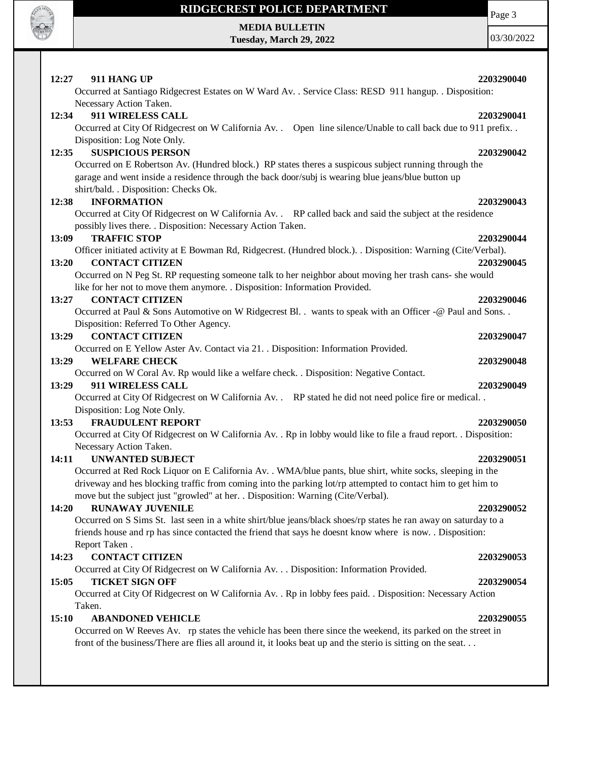**12:27 911 HANG UP 2203290040**

Occurred at Santiago Ridgecrest Estates on W Ward Av. . Service Class: RESD 911 hangup. . Disposition: Necessary Action Taken.

**12:34 911 WIRELESS CALL 2203290041**

Occurred at City Of Ridgecrest on W California Av. . Open line silence/Unable to call back due to 911 prefix. . Disposition: Log Note Only.

**12:35 SUSPICIOUS PERSON 2203290042**

Occurred on E Robertson Av. (Hundred block.) RP states theres a suspicous subject running through the garage and went inside a residence through the back door/subj is wearing blue jeans/blue button up shirt/bald. . Disposition: Checks Ok.

**12:38 INFORMATION 2203290043**

Occurred at City Of Ridgecrest on W California Av. . RP called back and said the subject at the residence possibly lives there. . Disposition: Necessary Action Taken.

**13:09 TRAFFIC STOP 2203290044**

Officer initiated activity at E Bowman Rd, Ridgecrest. (Hundred block.). . Disposition: Warning (Cite/Verbal).

**13:20 CONTACT CITIZEN 2203290045**

Occurred on N Peg St. RP requesting someone talk to her neighbor about moving her trash cans- she would like for her not to move them anymore. . Disposition: Information Provided.

**13:27 CONTACT CITIZEN 2203290046**

Occurred at Paul & Sons Automotive on W Ridgecrest Bl. . wants to speak with an Officer -@ Paul and Sons. . Disposition: Referred To Other Agency.

**13:29 CONTACT CITIZEN 2203290047**

Occurred on E Yellow Aster Av. Contact via 21. . Disposition: Information Provided.

**13:29 WELFARE CHECK 2203290048**

Occurred on W Coral Av. Rp would like a welfare check. . Disposition: Negative Contact.

**13:29 911 WIRELESS CALL 2203290049**

Occurred at City Of Ridgecrest on W California Av. . RP stated he did not need police fire or medical. . Disposition: Log Note Only.

**13:53 FRAUDULENT REPORT 2203290050**

Occurred at City Of Ridgecrest on W California Av. . Rp in lobby would like to file a fraud report. . Disposition: Necessary Action Taken.

**14:11 UNWANTED SUBJECT 2203290051**

Occurred at Red Rock Liquor on E California Av. . WMA/blue pants, blue shirt, white socks, sleeping in the driveway and hes blocking traffic from coming into the parking lot/rp attempted to contact him to get him to move but the subject just "growled" at her. . Disposition: Warning (Cite/Verbal).

**14:20 RUNAWAY JUVENILE 2203290052**

Occurred on S Sims St. last seen in a white shirt/blue jeans/black shoes/rp states he ran away on saturday to a friends house and rp has since contacted the friend that says he doesnt know where is now. . Disposition: Report Taken .

**14:23 CONTACT CITIZEN 2203290053**

Occurred at City Of Ridgecrest on W California Av. . . Disposition: Information Provided.

**15:05 TICKET SIGN OFF 2203290054**

Occurred at City Of Ridgecrest on W California Av. . Rp in lobby fees paid. . Disposition: Necessary Action Taken.

**15:10 ABANDONED VEHICLE 2203290055**

Occurred on W Reeves Av. rp states the vehicle has been there since the weekend, its parked on the street in front of the business/There are flies all around it, it looks beat up and the sterio is sitting on the seat. . .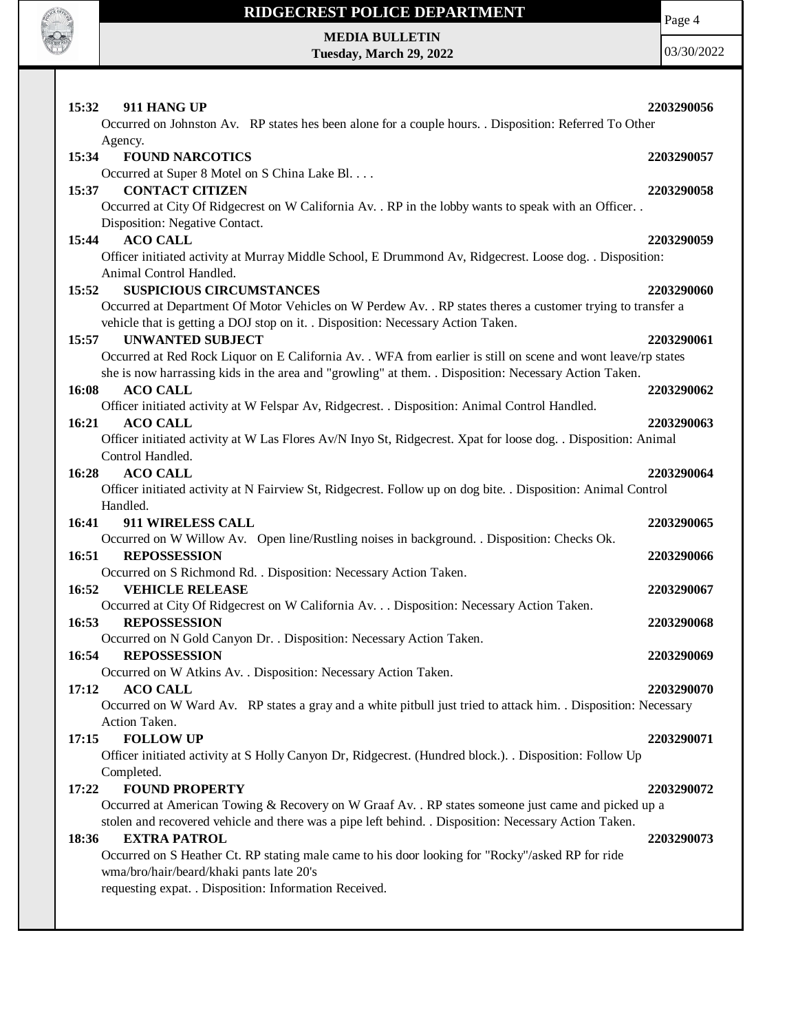**15:32 911 HANG UP** **2203290056**
Occurred on Johnston Av. RP states hes been alone for a couple hours. . Disposition: Referred To Other Agency.

**15:34 FOUND NARCOTICS** **2203290057**
Occurred at Super 8 Motel on S China Lake Bl. . . .

**15:37 CONTACT CITIZEN** **2203290058**
Occurred at City Of Ridgecrest on W California Av. . RP in the lobby wants to speak with an Officer. . Disposition: Negative Contact.

**15:44 ACO CALL** **2203290059**
Officer initiated activity at Murray Middle School, E Drummond Av, Ridgecrest. Loose dog. . Disposition: Animal Control Handled.

**15:52 SUSPICIOUS CIRCUMSTANCES** **2203290060**
Occurred at Department Of Motor Vehicles on W Perdew Av. . RP states theres a customer trying to transfer a vehicle that is getting a DOJ stop on it. . Disposition: Necessary Action Taken.

**15:57 UNWANTED SUBJECT** **2203290061**
Occurred at Red Rock Liquor on E California Av. . WFA from earlier is still on scene and wont leave/rp states she is now harrassing kids in the area and "growling" at them. . Disposition: Necessary Action Taken.

**16:08 ACO CALL** **2203290062**
Officer initiated activity at W Felspar Av, Ridgecrest. . Disposition: Animal Control Handled.

**16:21 ACO CALL** **2203290063**
Officer initiated activity at W Las Flores Av/N Inyo St, Ridgecrest. Xpat for loose dog. . Disposition: Animal Control Handled.

**16:28 ACO CALL** **2203290064**
Officer initiated activity at N Fairview St, Ridgecrest. Follow up on dog bite. . Disposition: Animal Control Handled.

**16:41 911 WIRELESS CALL** **2203290065**
Occurred on W Willow Av. Open line/Rustling noises in background. . Disposition: Checks Ok.

**16:51 REPOSSESSION** **2203290066**
Occurred on S Richmond Rd. . Disposition: Necessary Action Taken.

**16:52 VEHICLE RELEASE** **2203290067**
Occurred at City Of Ridgecrest on W California Av. . . Disposition: Necessary Action Taken.

**16:53 REPOSSESSION** **2203290068**
Occurred on N Gold Canyon Dr. . Disposition: Necessary Action Taken.

**16:54 REPOSSESSION** **2203290069**
Occurred on W Atkins Av. . Disposition: Necessary Action Taken.

**17:12 ACO CALL** **2203290070**
Occurred on W Ward Av. RP states a gray and a white pitbull just tried to attack him. . Disposition: Necessary Action Taken.

**17:15 FOLLOW UP** **2203290071**
Officer initiated activity at S Holly Canyon Dr, Ridgecrest. (Hundred block.). . Disposition: Follow Up Completed.

**17:22 FOUND PROPERTY** **2203290072**
Occurred at American Towing & Recovery on W Graaf Av. . RP states someone just came and picked up a stolen and recovered vehicle and there was a pipe left behind. . Disposition: Necessary Action Taken.

**18:36 EXTRA PATROL** **2203290073**
Occurred on S Heather Ct. RP stating male came to his door looking for "Rocky"/asked RP for ride
wma/bro/hair/beard/khaki pants late 20's
requesting expat. . Disposition: Information Received.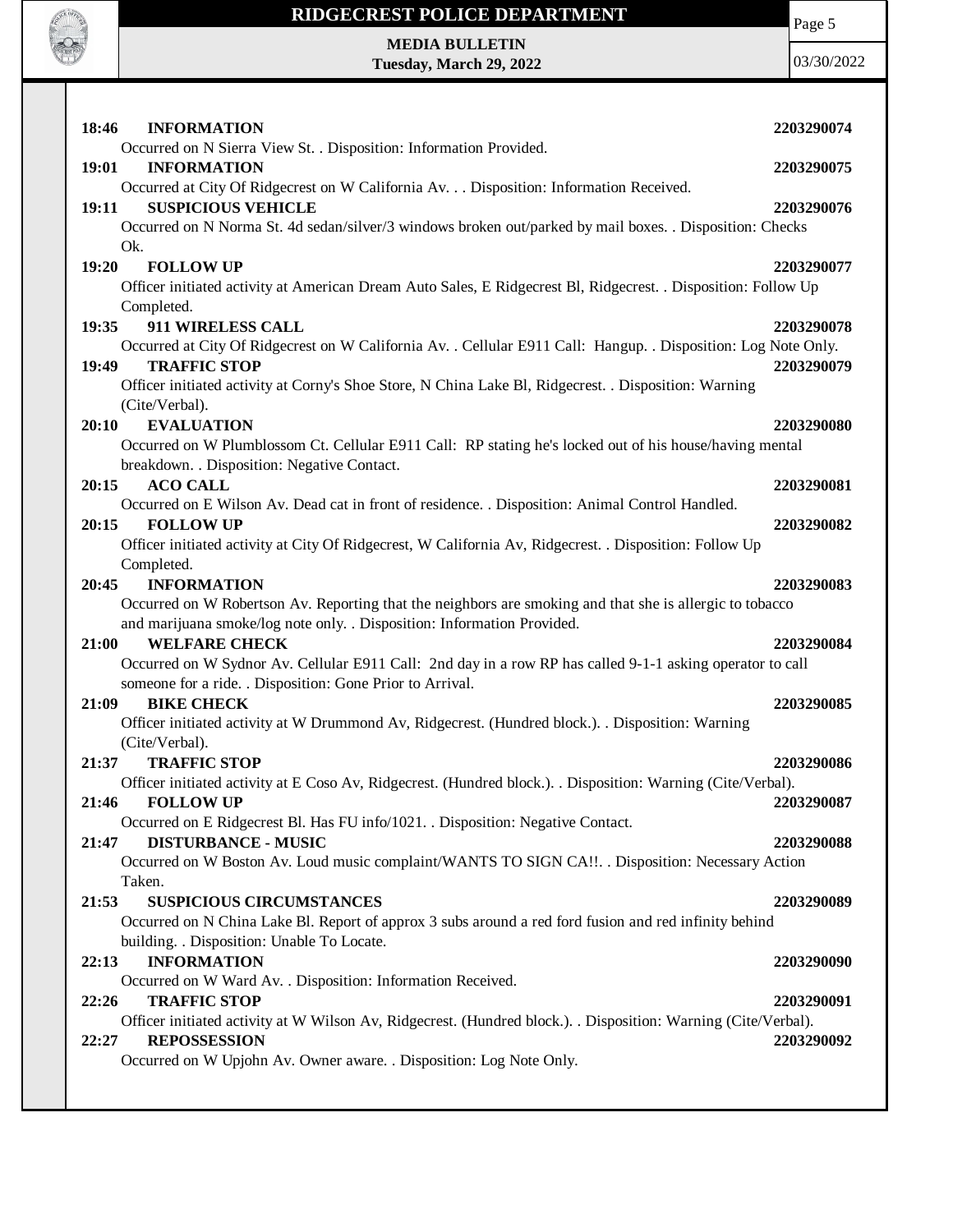**18:46 INFORMATION** **2203290074**
Occurred on N Sierra View St. . Disposition: Information Provided.

**19:01 INFORMATION** **2203290075**
Occurred at City Of Ridgecrest on W California Av. . . Disposition: Information Received.

**19:11 SUSPICIOUS VEHICLE** **2203290076**
Occurred on N Norma St. 4d sedan/silver/3 windows broken out/parked by mail boxes. . Disposition: Checks Ok.

**19:20 FOLLOW UP** **2203290077**
Officer initiated activity at American Dream Auto Sales, E Ridgecrest Bl, Ridgecrest. . Disposition: Follow Up Completed.

**19:35 911 WIRELESS CALL** **2203290078**
Occurred at City Of Ridgecrest on W California Av. . Cellular E911 Call: Hangup. . Disposition: Log Note Only.

**19:49 TRAFFIC STOP** **2203290079**
Officer initiated activity at Corny's Shoe Store, N China Lake Bl, Ridgecrest. . Disposition: Warning (Cite/Verbal).

**20:10 EVALUATION** **2203290080**
Occurred on W Plumblossom Ct. Cellular E911 Call: RP stating he's locked out of his house/having mental breakdown. . Disposition: Negative Contact.

**20:15 ACO CALL** **2203290081**
Occurred on E Wilson Av. Dead cat in front of residence. . Disposition: Animal Control Handled.

**20:15 FOLLOW UP** **2203290082**
Officer initiated activity at City Of Ridgecrest, W California Av, Ridgecrest. . Disposition: Follow Up Completed.

**20:45 INFORMATION** **2203290083**
Occurred on W Robertson Av. Reporting that the neighbors are smoking and that she is allergic to tobacco and marijuana smoke/log note only. . Disposition: Information Provided.

**21:00 WELFARE CHECK** **2203290084**
Occurred on W Sydnor Av. Cellular E911 Call: 2nd day in a row RP has called 9-1-1 asking operator to call someone for a ride. . Disposition: Gone Prior to Arrival.

**21:09 BIKE CHECK** **2203290085**
Officer initiated activity at W Drummond Av, Ridgecrest. (Hundred block.). . Disposition: Warning (Cite/Verbal).

**21:37 TRAFFIC STOP** **2203290086**
Officer initiated activity at E Coso Av, Ridgecrest. (Hundred block.). . Disposition: Warning (Cite/Verbal).

**21:46 FOLLOW UP** **2203290087**
Occurred on E Ridgecrest Bl. Has FU info/1021. . Disposition: Negative Contact.

**21:47 DISTURBANCE - MUSIC** **2203290088**
Occurred on W Boston Av. Loud music complaint/WANTS TO SIGN CA!!. . Disposition: Necessary Action Taken.

**21:53 SUSPICIOUS CIRCUMSTANCES** **2203290089**
Occurred on N China Lake Bl. Report of approx 3 subs around a red ford fusion and red infinity behind building. . Disposition: Unable To Locate.

**22:13 INFORMATION** **2203290090**
Occurred on W Ward Av. . Disposition: Information Received.

**22:26 TRAFFIC STOP** **2203290091**
Officer initiated activity at W Wilson Av, Ridgecrest. (Hundred block.). . Disposition: Warning (Cite/Verbal).

**22:27 REPOSSESSION** **2203290092**
Occurred on W Upjohn Av. Owner aware. . Disposition: Log Note Only.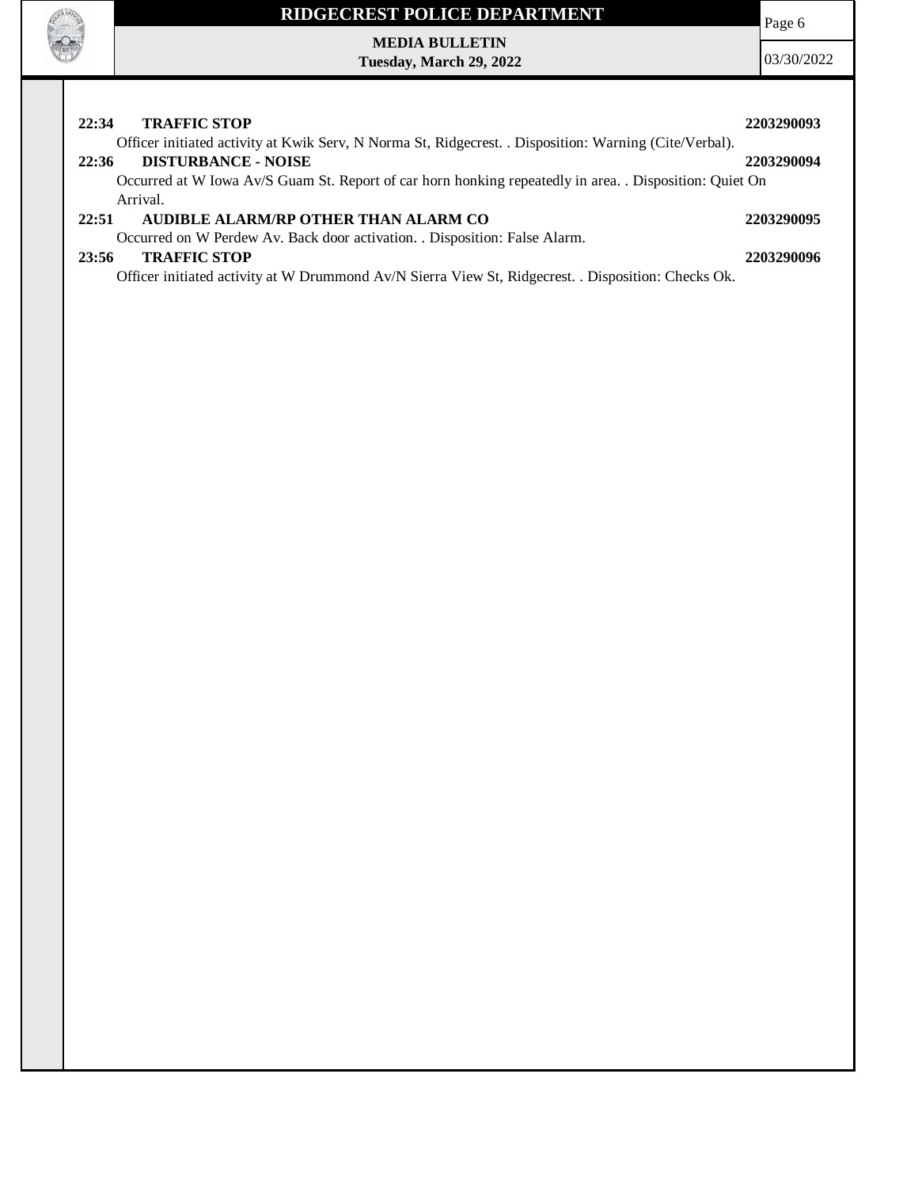**22:34 TRAFFIC STOP** **2203290093**

Officer initiated activity at Kwik Serv, N Norma St, Ridgecrest. . Disposition: Warning (Cite/Verbal).

**22:36 DISTURBANCE - NOISE** **2203290094**

Occurred at W Iowa Av/S Guam St. Report of car horn honking repeatedly in area. . Disposition: Quiet On Arrival.

**22:51 AUDIBLE ALARM/RP OTHER THAN ALARM CO** **2203290095**

Occurred on W Perdew Av. Back door activation. . Disposition: False Alarm.

**23:56 TRAFFIC STOP** **2203290096**

Officer initiated activity at W Drummond Av/N Sierra View St, Ridgecrest. . Disposition: Checks Ok.